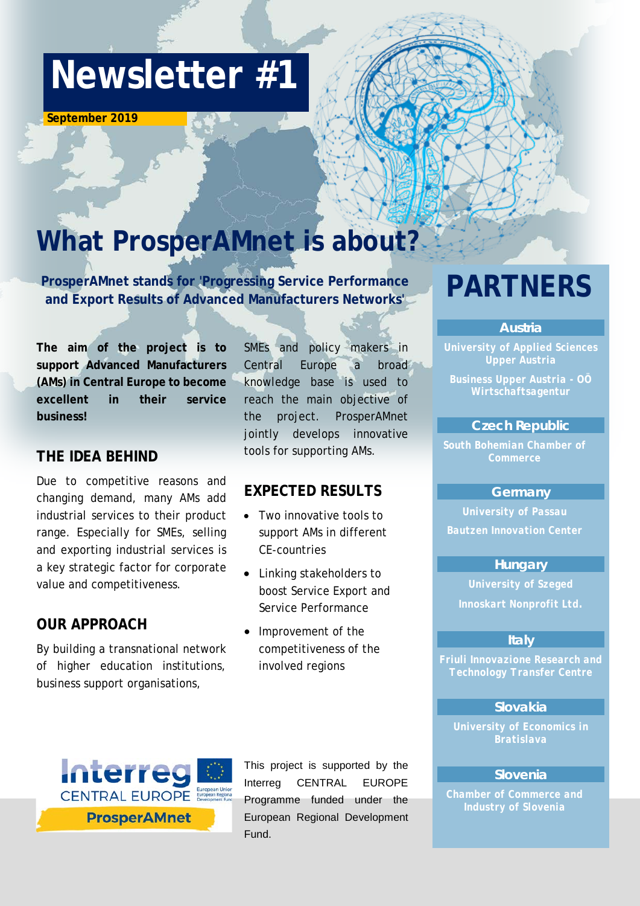# Newsletter #1

September 2019

## What ProsperAMnet is about?

**ProsperAMnet stands for 'Progressing Service Performance and Export Results of Advanced Manufacturers Networks'**

**The aim of the project is to support Advanced Manufacturers (AMs) in Central Europe to become excellent in their service business!**

### THE IDEA BEHIND

Due to competitive reasons and changing demand, many AMs add industrial services to their product range. Especially for SMEs, selling and exporting industrial services is a key strategic factor for corporate value and competitiveness.

### OUR APPROACH

By building a transnational network of higher education institutions, business support organisations, SMEs and policy makers in Central Europe a broad knowledge base is used to reach the main objective of the project. ProsperAMnet jointly develops innovative tools for supporting AMs.

### EXPECTED RESULTS

- Two innovative tools to support AMs in different CE-countries
- Linking stakeholders to boost Service Export and Service Performance
- Improvement of the competitiveness of the involved regions

This project is supported by the Interreg CENTRAL EUROPE Programme funded under the European Regional Development Fund.

## PARTNERS

**Austria**

University of Applied Sciences Upper Austria

Business Upper Austria - OÖ Wirtschaftsagentur

**Czech Republic**

South Bohemian Chamber of Commerce

**Germany**

University of Passau

Bautzen Innovation Center

**Hungary**

University of Szeged

Innoskart Nonprofit Ltd.

**Italy**

Friuli Innovazione Research and Technology Transfer Centre

**Slovakia**

University of Economics in Bratislava

**Slovenia**

Chamber of Commerce and Industry of Slovenia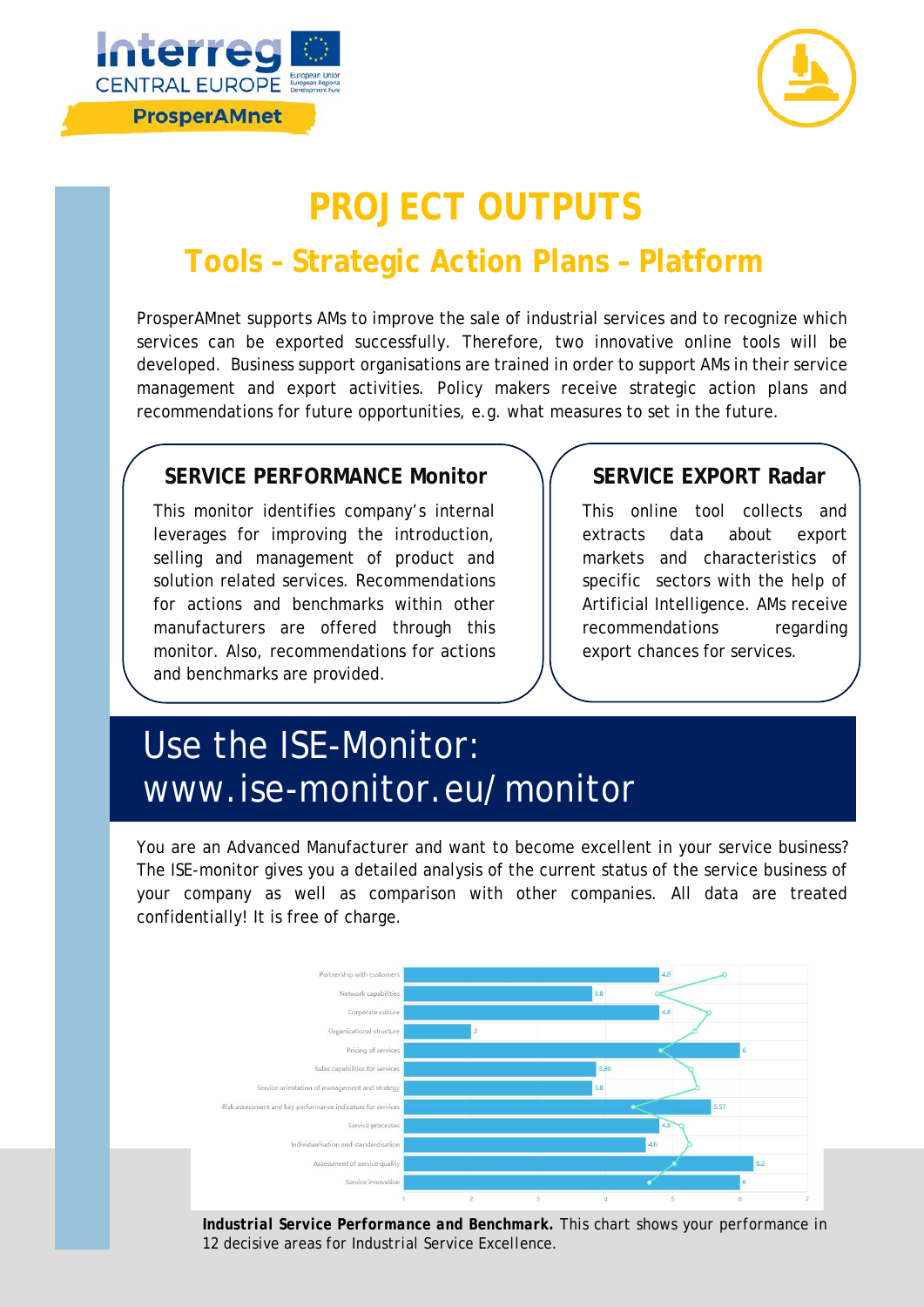# PROJECT OUTPUTS

## Tools – Strategic Action Plans – Platform

ProsperAMnet supports AMs to improve the sale of industrial services and to recognize which services can be exported successfully. Therefore, two innovative online tools will be developed. Business support organisations are trained in order to support AMs in their service management and export activities. Policy makers receive strategic action plans and recommendations for future opportunities, e.g. what measures to set in the future.

### SERVICE PERFORMANCE Monitor

This monitor identifies company's internal leverages for improving the introduction, selling and management of product and solution related services. Recommendations for actions and benchmarks within other manufacturers are offered through this monitor. Also, recommendations for actions and benchmarks are provided.

### SERVICE EXPORT Radar

This online tool collects and extracts data about export markets and characteristics of specific sectors with the help of Artificial Intelligence. AMs receive recommendations regarding export chances for services.

## Use the ISE-Monitor: www.ise-monitor.eu/monitor

You are an Advanced Manufacturer and want to become excellent in your service business? The ISE-monitor gives you a detailed analysis of the current status of the service business of your company as well as comparison with other companies. All data are treated confidentially! It is free of charge.

**Industrial Service Performance and Benchmark.** This chart shows your performance in 12 decisive areas for Industrial Service Excellence.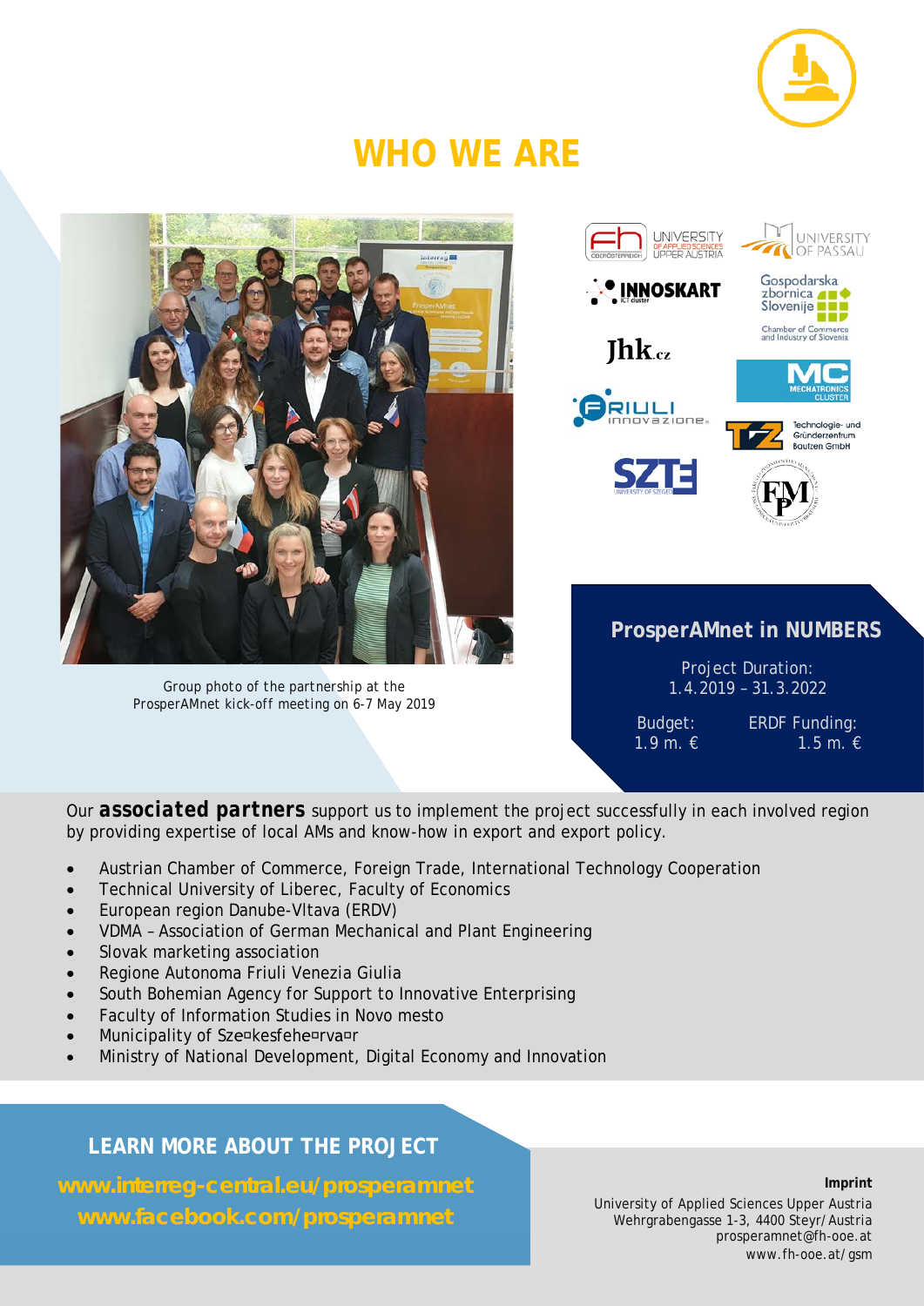# WHO WE ARE

Group photo of the partnership at the ProsperAMnet kick-off meeting on 6-7 May 2019

## ProsperAMnet in NUMBERS

Project Duration:
1.4.2019 – 31.3.2022

Budget:
1.9 m. €

ERDF Funding:
1.5 m. €

Our **associated partners** support us to implement the project successfully in each involved region by providing expertise of local AMs and know-how in export and export policy.

- Austrian Chamber of Commerce, Foreign Trade, International Technology Cooperation
- Technical University of Liberec, Faculty of Economics
- European region Danube-Vltava (ERDV)
- VDMA – Association of German Mechanical and Plant Engineering
- Slovak marketing association
- Regione Autonoma Friuli Venezia Giulia
- South Bohemian Agency for Support to Innovative Enterprising
- Faculty of Information Studies in Novo mesto
- Municipality of Sze¤kesfehe¤rva¤r
- Ministry of National Development, Digital Economy and Innovation

## LEARN MORE ABOUT THE PROJECT

www.interreg-central.eu/prosperamnet
www.facebook.com/prosperamnet

**Imprint**
University of Applied Sciences Upper Austria
Wehrgrabengasse 1-3, 4400 Steyr/Austria
prosperamnet@fh-ooe.at
www.fh-ooe.at/gsm